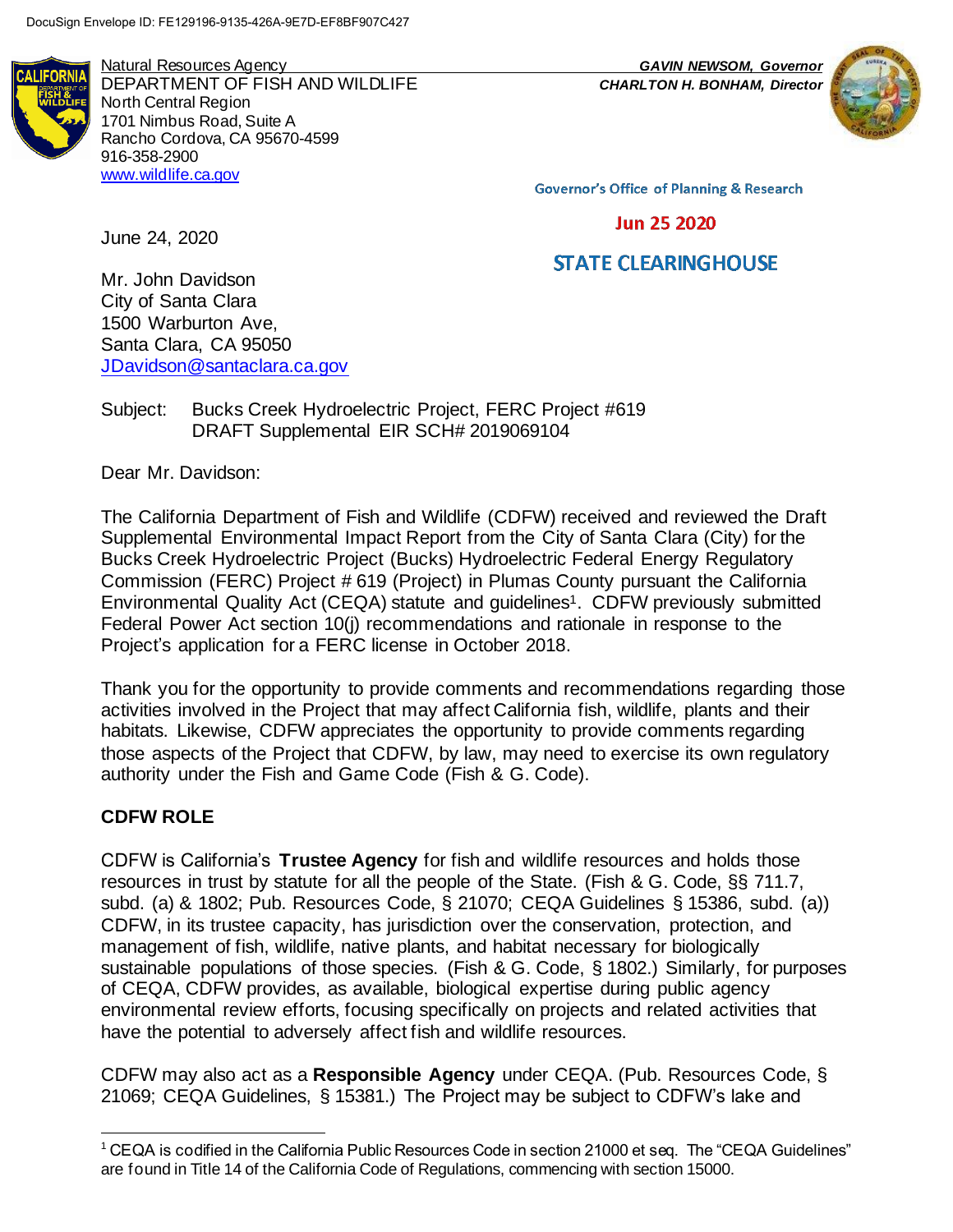DocuSign Envelope ID: FE129196-9135-426A-9E7D-EF8BF907C427

Natural Resources Agency
DEPARTMENT OF FISH AND WILDLIFE
North Central Region
1701 Nimbus Road, Suite A
Rancho Cordova, CA 95670-4599
916-358-2900
www.wildlife.ca.gov

***GAVIN NEWSOM, Governor***
***CHARLTON H. BONHAM, Director***

Governor's Office of Planning & Research

Jun 25 2020

STATE CLEARINGHOUSE

June 24, 2020

Mr. John Davidson
City of Santa Clara
1500 Warburton Ave,
Santa Clara, CA 95050
JDavidson@santaclara.ca.gov

Subject: Bucks Creek Hydroelectric Project, FERC Project #619
DRAFT Supplemental EIR SCH# 2019069104

Dear Mr. Davidson:

The California Department of Fish and Wildlife (CDFW) received and reviewed the Draft Supplemental Environmental Impact Report from the City of Santa Clara (City) for the Bucks Creek Hydroelectric Project (Bucks) Hydroelectric Federal Energy Regulatory Commission (FERC) Project # 619 (Project) in Plumas County pursuant the California Environmental Quality Act (CEQA) statute and guidelines[1]. CDFW previously submitted Federal Power Act section 10(j) recommendations and rationale in response to the Project's application for a FERC license in October 2018.

Thank you for the opportunity to provide comments and recommendations regarding those activities involved in the Project that may affect California fish, wildlife, plants and their habitats. Likewise, CDFW appreciates the opportunity to provide comments regarding those aspects of the Project that CDFW, by law, may need to exercise its own regulatory authority under the Fish and Game Code (Fish & G. Code).

## CDFW ROLE

CDFW is California's **Trustee Agency** for fish and wildlife resources and holds those resources in trust by statute for all the people of the State. (Fish & G. Code, §§ 711.7, subd. (a) & 1802; Pub. Resources Code, § 21070; CEQA Guidelines § 15386, subd. (a)) CDFW, in its trustee capacity, has jurisdiction over the conservation, protection, and management of fish, wildlife, native plants, and habitat necessary for biologically sustainable populations of those species. (Fish & G. Code, § 1802.) Similarly, for purposes of CEQA, CDFW provides, as available, biological expertise during public agency environmental review efforts, focusing specifically on projects and related activities that have the potential to adversely affect fish and wildlife resources.

CDFW may also act as a **Responsible Agency** under CEQA. (Pub. Resources Code, § 21069; CEQA Guidelines, § 15381.) The Project may be subject to CDFW's lake and

[1] CEQA is codified in the California Public Resources Code in section 21000 et seq. The "CEQA Guidelines" are found in Title 14 of the California Code of Regulations, commencing with section 15000.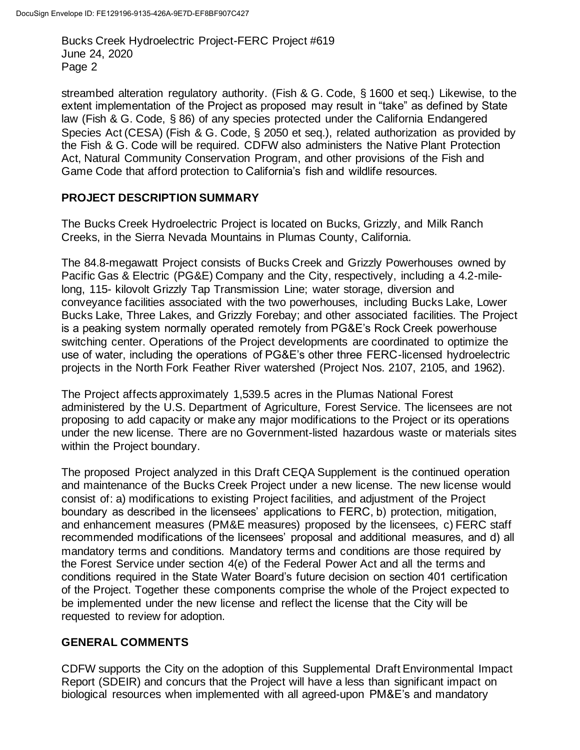streambed alteration regulatory authority. (Fish & G. Code, § 1600 et seq.) Likewise, to the extent implementation of the Project as proposed may result in "take" as defined by State law (Fish & G. Code, § 86) of any species protected under the California Endangered Species Act (CESA) (Fish & G. Code, § 2050 et seq.), related authorization as provided by the Fish & G. Code will be required. CDFW also administers the Native Plant Protection Act, Natural Community Conservation Program, and other provisions of the Fish and Game Code that afford protection to California's fish and wildlife resources.

## PROJECT DESCRIPTION SUMMARY

The Bucks Creek Hydroelectric Project is located on Bucks, Grizzly, and Milk Ranch Creeks, in the Sierra Nevada Mountains in Plumas County, California.

The 84.8-megawatt Project consists of Bucks Creek and Grizzly Powerhouses owned by Pacific Gas & Electric (PG&E) Company and the City, respectively, including a 4.2-mile-long, 115- kilovolt Grizzly Tap Transmission Line; water storage, diversion and conveyance facilities associated with the two powerhouses, including Bucks Lake, Lower Bucks Lake, Three Lakes, and Grizzly Forebay; and other associated facilities. The Project is a peaking system normally operated remotely from PG&E's Rock Creek powerhouse switching center. Operations of the Project developments are coordinated to optimize the use of water, including the operations of PG&E's other three FERC-licensed hydroelectric projects in the North Fork Feather River watershed (Project Nos. 2107, 2105, and 1962).

The Project affects approximately 1,539.5 acres in the Plumas National Forest administered by the U.S. Department of Agriculture, Forest Service. The licensees are not proposing to add capacity or make any major modifications to the Project or its operations under the new license. There are no Government-listed hazardous waste or materials sites within the Project boundary.

The proposed Project analyzed in this Draft CEQA Supplement is the continued operation and maintenance of the Bucks Creek Project under a new license. The new license would consist of: a) modifications to existing Project facilities, and adjustment of the Project boundary as described in the licensees' applications to FERC, b) protection, mitigation, and enhancement measures (PM&E measures) proposed by the licensees, c) FERC staff recommended modifications of the licensees' proposal and additional measures, and d) all mandatory terms and conditions. Mandatory terms and conditions are those required by the Forest Service under section 4(e) of the Federal Power Act and all the terms and conditions required in the State Water Board's future decision on section 401 certification of the Project. Together these components comprise the whole of the Project expected to be implemented under the new license and reflect the license that the City will be requested to review for adoption.

## GENERAL COMMENTS

CDFW supports the City on the adoption of this Supplemental Draft Environmental Impact Report (SDEIR) and concurs that the Project will have a less than significant impact on biological resources when implemented with all agreed-upon PM&E's and mandatory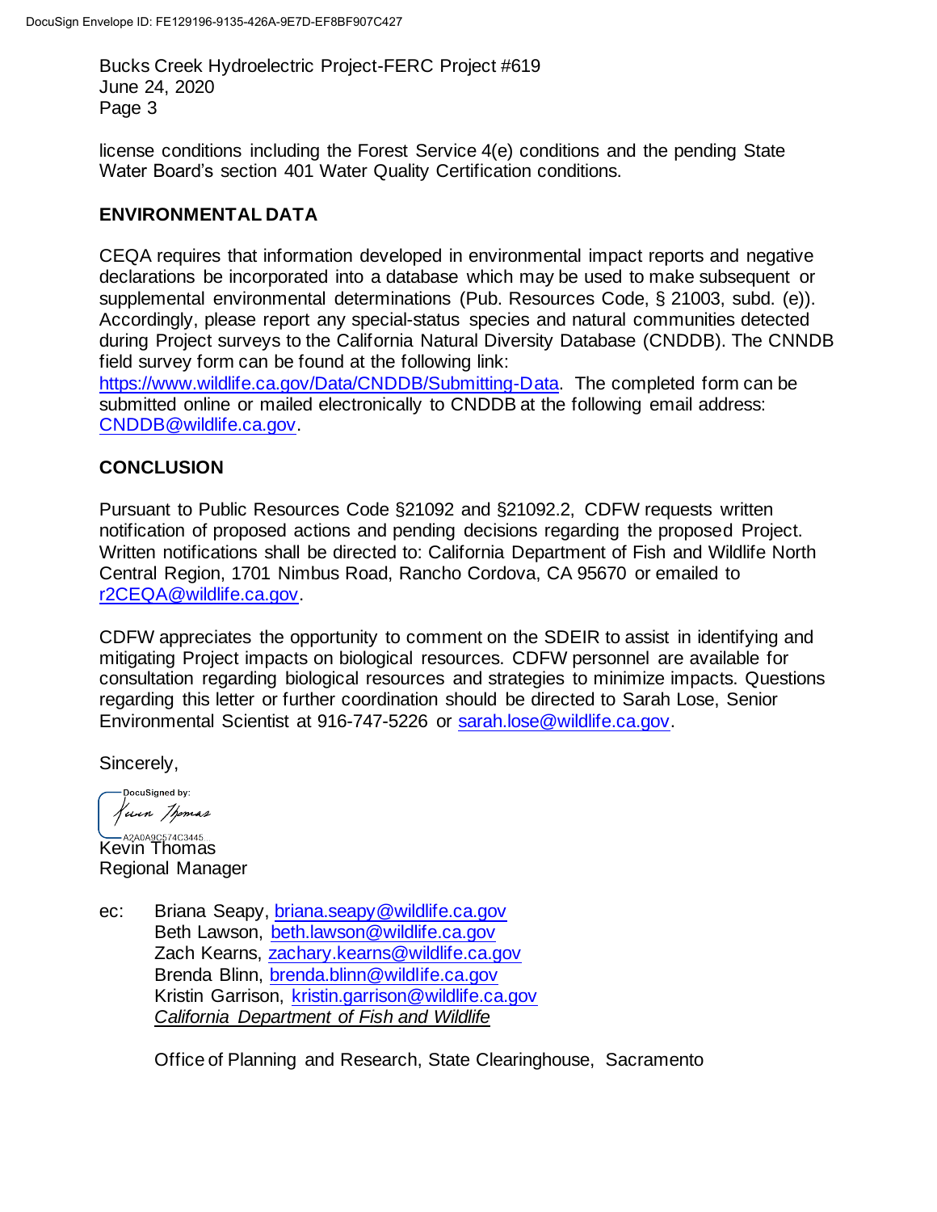license conditions including the Forest Service 4(e) conditions and the pending State Water Board's section 401 Water Quality Certification conditions.

## ENVIRONMENTAL DATA

CEQA requires that information developed in environmental impact reports and negative declarations be incorporated into a database which may be used to make subsequent or supplemental environmental determinations (Pub. Resources Code, § 21003, subd. (e)). Accordingly, please report any special-status species and natural communities detected during Project surveys to the California Natural Diversity Database (CNDDB). The CNNDB field survey form can be found at the following link: https://www.wildlife.ca.gov/Data/CNDDB/Submitting-Data. The completed form can be submitted online or mailed electronically to CNDDB at the following email address: CNDDB@wildlife.ca.gov.

## CONCLUSION

Pursuant to Public Resources Code §21092 and §21092.2, CDFW requests written notification of proposed actions and pending decisions regarding the proposed Project. Written notifications shall be directed to: California Department of Fish and Wildlife North Central Region, 1701 Nimbus Road, Rancho Cordova, CA 95670 or emailed to r2CEQA@wildlife.ca.gov.

CDFW appreciates the opportunity to comment on the SDEIR to assist in identifying and mitigating Project impacts on biological resources. CDFW personnel are available for consultation regarding biological resources and strategies to minimize impacts. Questions regarding this letter or further coordination should be directed to Sarah Lose, Senior Environmental Scientist at 916-747-5226 or sarah.lose@wildlife.ca.gov.

Sincerely,

DocuSigned by:
Kevin Thomas
A2A0A9C574C3445

Kevin Thomas
Regional Manager

ec: Briana Seapy, briana.seapy@wildlife.ca.gov
Beth Lawson, beth.lawson@wildlife.ca.gov
Zach Kearns, zachary.kearns@wildlife.ca.gov
Brenda Blinn, brenda.blinn@wildlife.ca.gov
Kristin Garrison, kristin.garrison@wildlife.ca.gov
*California Department of Fish and Wildlife*

Office of Planning and Research, State Clearinghouse, Sacramento